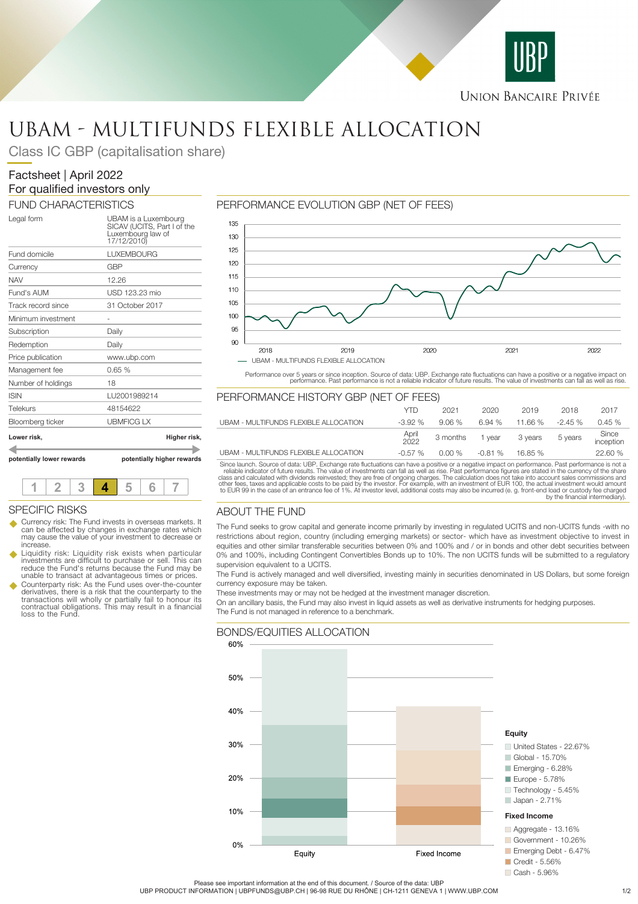# UBAM - MULTIFUNDS FLEXIBLE ALLOCATION

Class IC GBP (capitalisation share)

Factsheet | April 2022
For qualified investors only

## FUND CHARACTERISTICS

| | |
|---|---|
| Legal form | UBAM is a Luxembourg SICAV (UCITS, Part I of the Luxembourg law of 17/12/2010) |
| Fund domicile | LUXEMBOURG |
| Currency | GBP |
| NAV | 12.26 |
| Fund's AUM | USD 123.23 mio |
| Track record since | 31 October 2017 |
| Minimum investment | - |
| Subscription | Daily |
| Redemption | Daily |
| Price publication | www.ubp.com |
| Management fee | 0.65 % |
| Number of holdings | 18 |
| ISIN | LU2001989214 |
| Telekurs | 48154622 |
| Bloomberg ticker | UBMFICG LX |

**Lower risk,** **Higher risk,**
**potentially lower rewards** **potentially higher rewards**

1 2 3 **4** 5 6 7

## SPECIFIC RISKS

- Currency risk: The Fund invests in overseas markets. It can be affected by changes in exchange rates which may cause the value of your investment to decrease or increase.
- Liquidity risk: Liquidity risk exists when particular investments are difficult to purchase or sell. This can reduce the Fund's returns because the Fund may be unable to transact at advantageous times or prices.
- Counterparty risk: As the Fund uses over-the-counter derivatives, there is a risk that the counterparty to the transactions will wholly or partially fail to honour its contractual obligations. This may result in a financial loss to the Fund.

## PERFORMANCE EVOLUTION GBP (NET OF FEES)

— UBAM - MULTIFUNDS FLEXIBLE ALLOCATION

Performance over 5 years or since inception. Source of data: UBP. Exchange rate fluctuations can have a positive or a negative impact on performance. Past performance is not a reliable indicator of future results. The value of investments can fall as well as rise.

## PERFORMANCE HISTORY GBP (NET OF FEES)

| | YTD | 2021 | 2020 | 2019 | 2018 | 2017 |
|---|---|---|---|---|---|---|
| UBAM - MULTIFUNDS FLEXIBLE ALLOCATION | -3.92 % | 9.06 % | 6.94 % | 11.66 % | -2.45 % | 0.45 % |
| | April 2022 | 3 months | 1 year | 3 years | 5 years | Since inception |
| UBAM - MULTIFUNDS FLEXIBLE ALLOCATION | -0.57 % | 0.00 % | -0.81 % | 16.85 % | | 22.60 % |

Since launch. Source of data: UBP. Exchange rate fluctuations can have a positive or a negative impact on performance. Past performance is not a reliable indicator of future results. The value of investments can fall as well as rise. Past performance figures are stated in the currency of the share class and calculated with dividends reinvested; they are free of ongoing charges. The calculation does not take into account sales commissions and other fees, taxes and applicable costs to be paid by the investor. For example, with an investment of EUR 100, the actual investment would amount to EUR 99 in the case of an entrance fee of 1%. At investor level, additional costs may also be incurred (e. g. front-end load or custody fee charged by the financial intermediary).

## ABOUT THE FUND

The Fund seeks to grow capital and generate income primarily by investing in regulated UCITS and non-UCITS funds -with no restrictions about region, country (including emerging markets) or sector- which have as investment objective to invest in equities and other similar transferable securities between 0% and 100% and / or in bonds and other debt securities between 0% and 100%, including Contingent Convertibles Bonds up to 10%. The non UCITS funds will be submitted to a regulatory supervision equivalent to a UCITS.

The Fund is actively managed and well diversified, investing mainly in securities denominated in US Dollars, but some foreign currency exposure may be taken.

These investments may or may not be hedged at the investment manager discretion.

On an ancillary basis, the Fund may also invest in liquid assets as well as derivative instruments for hedging purposes.

The Fund is not managed in reference to a benchmark.

## BONDS/EQUITIES ALLOCATION

**Equity**
- United States - 22.67%
- Global - 15.70%
- Emerging - 6.28%
- Europe - 5.78%
- Technology - 5.45%
- Japan - 2.71%

**Fixed Income**
- Aggregate - 13.16%
- Government - 10.26%
- Emerging Debt - 6.47%
- Credit - 5.56%
- Cash - 5.96%

Please see important information at the end of this document. / Source of the data: UBP
UBP PRODUCT INFORMATION | UBPFUNDS@UBP.CH | 96-98 RUE DU RHÔNE | CH-1211 GENEVA 1 | WWW.UBP.COM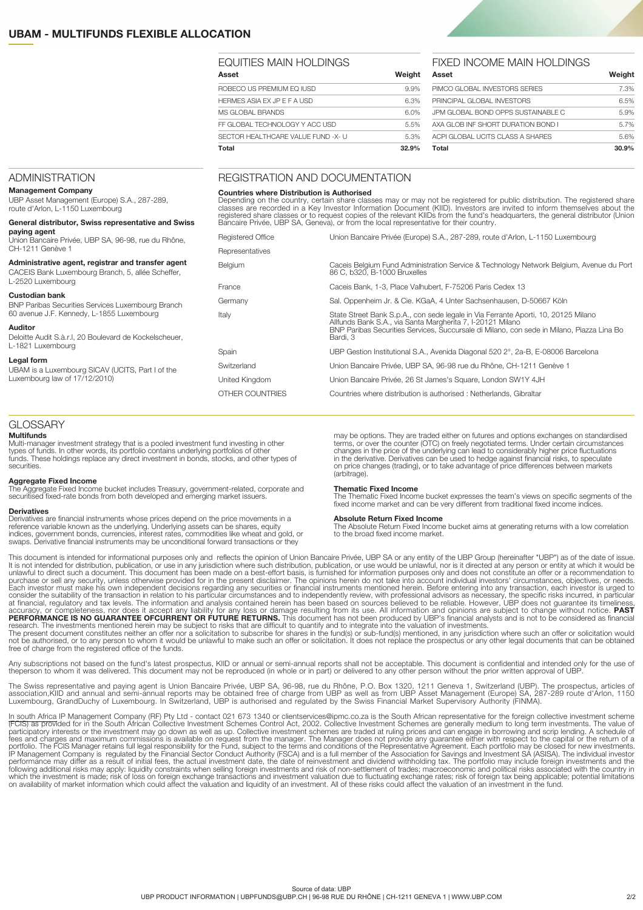# UBAM - MULTIFUNDS FLEXIBLE ALLOCATION

## EQUITIES MAIN HOLDINGS

| Asset | Weight |
|---|---|
| ROBECO US PREMIUM EQ IUSD | 9.9% |
| HERMES ASIA EX JP E F A USD | 6.3% |
| MS GLOBAL BRANDS | 6.0% |
| FF GLOBAL TECHNOLOGY Y ACC USD | 5.5% |
| SECTOR HEALTHCARE VALUE FUND -X- U | 5.3% |
| **Total** | **32.9%** |

## FIXED INCOME MAIN HOLDINGS

| Asset | Weight |
|---|---|
| PIMCO GLOBAL INVESTORS SERIES | 7.3% |
| PRINCIPAL GLOBAL INVESTORS | 6.5% |
| JPM GLOBAL BOND OPPS SUSTAINABLE C | 5.9% |
| AXA GLOB INF SHORT DURATION BOND I | 5.7% |
| ACPI GLOBAL UCITS CLASS A SHARES | 5.6% |
| **Total** | **30.9%** |

## ADMINISTRATION

**Management Company**
UBP Asset Management (Europe) S.A., 287-289, route d'Arlon, L-1150 Luxembourg

**General distributor, Swiss representative and Swiss paying agent**
Union Bancaire Privée, UBP SA, 96-98, rue du Rhône, CH-1211 Genève 1

**Administrative agent, registrar and transfer agent**
CACEIS Bank Luxembourg Branch, 5, allée Scheffer, L-2520 Luxembourg

**Custodian bank**
BNP Paribas Securities Services Luxembourg Branch 60 avenue J.F. Kennedy, L-1855 Luxembourg

**Auditor**
Deloitte Audit S.à.r.l, 20 Boulevard de Kockelscheuer, L-1821 Luxembourg

**Legal form**
UBAM is a Luxembourg SICAV (UCITS, Part I of the Luxembourg law of 17/12/2010)

## REGISTRATION AND DOCUMENTATION

**Countries where Distribution is Authorised**
Depending on the country, certain share classes may or may not be registered for public distribution. The registered share classes are recorded in a Key Investor Information Document (KIID). Investors are invited to inform themselves about the registered share classes or to request copies of the relevant KIIDs from the fund's headquarters, the general distributor (Union Bancaire Privée, UBP SA, Geneva), or from the local representative for their country.

| | |
|---|---|
| Registered Office | Union Bancaire Privée (Europe) S.A., 287-289, route d'Arlon, L-1150 Luxembourg |
| Representatives | |
| Belgium | Caceis Belgium Fund Administration Service & Technology Network Belgium, Avenue du Port 86 C, b320, B-1000 Bruxelles |
| France | Caceis Bank, 1-3, Place Valhubert, F-75206 Paris Cedex 13 |
| Germany | Sal. Oppenheim Jr. & Cie. KGaA, 4 Unter Sachsenhausen, D-50667 Köln |
| Italy | State Street Bank S.p.A., con sede legale in Via Ferrante Aporti, 10, 20125 Milano Allfunds Bank S.A., via Santa Margherita 7, I-20121 Milano BNP Paribas Securities Services, Succursale di Milano, con sede in Milano, Piazza Lina Bo Bardi, 3 |
| Spain | UBP Gestion Institutional S.A., Avenida Diagonal 520 2°, 2a-B, E-08006 Barcelona |
| Switzerland | Union Bancaire Privée, UBP SA, 96-98 rue du Rhône, CH-1211 Genève 1 |
| United Kingdom | Union Bancaire Privée, 26 St James's Square, London SW1Y 4JH |
| OTHER COUNTRIES | Countries where distribution is authorised : Netherlands, Gibraltar |

## GLOSSARY

**Multifunds**
Multi-manager investment strategy that is a pooled investment fund investing in other types of funds. In other words, its portfolio contains underlying portfolios of other funds. These holdings replace any direct investment in bonds, stocks, and other types of securities.

**Aggregate Fixed Income**
The Aggregate Fixed Income bucket includes Treasury, government-related, corporate and securitised fixed-rate bonds from both developed and emerging market issuers.

**Derivatives**
Derivatives are financial instruments whose prices depend on the price movements in a reference variable known as the underlying. Underlying assets can be shares, equity indices, government bonds, currencies, interest rates, commodities like wheat and gold, or swaps. Derivative financial instruments may be unconditional forward transactions or they may be options. They are traded either on futures and options exchanges on standardised terms, or over the counter (OTC) on freely negotiated terms. Under certain circumstances changes in the price of the underlying can lead to considerably higher price fluctuations in the derivative. Derivatives can be used to hedge against financial risks, to speculate on price changes (trading), or to take advantage of price differences between markets (arbitrage).

**Thematic Fixed Income**
The Thematic Fixed Income bucket expresses the team's views on specific segments of the fixed income market and can be very different from traditional fixed income indices.

**Absolute Return Fixed Income**
The Absolute Return Fixed Income bucket aims at generating returns with a low correlation to the broad fixed income market.

This document is intended for informational purposes only and reflects the opinion of Union Bancaire Privée, UBP SA or any entity of the UBP Group (hereinafter "UBP") as of the date of issue. It is not intended for distribution, publication, or use in any jurisdiction where such distribution, publication, or use would be unlawful, nor is it directed at any person or entity at which it would be unlawful to direct such a document. This document has been made on a best-effort basis, is furnished for information purposes only and does not constitute an offer or a recommendation to purchase or sell any security, unless otherwise provided for in the present disclaimer. The opinions herein do not take into account individual investors' circumstances, objectives, or needs. Each investor must make his own independent decisions regarding any securities or financial instruments mentioned herein. Before entering into any transaction, each investor is urged to consider the suitability of the transaction in relation to his particular circumstances and to independently review, with professional advisors as necessary, the specific risks incurred, in particular at financial, regulatory and tax levels. The information and analysis contained herein has been based on sources believed to be reliable. However, UBP does not guarantee its timeliness, accuracy, or completeness, nor does it accept any liability for any loss or damage resulting from its use. All information and opinions are subject to change without notice. **PAST PERFORMANCE IS NO GUARANTEE OFCURRENT OR FUTURE RETURNS.** This document has not been produced by UBP's financial analysts and is not to be considered as financial research. The investments mentioned herein may be subject to risks that are difficult to quantify and to integrate into the valuation of investments.
The present document constitutes neither an offer nor a solicitation to subscribe for shares in the fund(s) or sub-fund(s) mentioned, in any jurisdiction where such an offer or solicitation would not be authorised, or to any person to whom it would be unlawful to make such an offer or solicitation. It does not replace the prospectus or any other legal documents that can be obtained free of charge from the registered office of the funds.

Any subscriptions not based on the fund's latest prospectus, KIID or annual or semi-annual reports shall not be acceptable. This document is confidential and intended only for the use of theperson to whom it was delivered. This document may not be reproduced (in whole or in part) or delivered to any other person without the prior written approval of UBP.

The Swiss representative and paying agent is Union Bancaire Privée, UBP SA, 96-98, rue du Rhône, P.O. Box 1320, 1211 Geneva 1, Switzerland (UBP). The prospectus, articles of association,KIID and annual and semi-annual reports may be obtained free of charge from UBP as well as from UBP Asset Management (Europe) SA, 287-289 route d'Arlon, 1150 Luxembourg, GrandDuchy of Luxembourg. In Switzerland, UBP is authorised and regulated by the Swiss Financial Market Supervisory Authority (FINMA).

In south Africa IP Management Company (RF) Pty Ltd - contact 021 673 1340 or clientservices@ipmc.co.za is the South African representative for the foreign collective investment scheme (FCIS) as provided for in the South African Collective Investment Schemes Control Act, 2002. Collective Investment Schemes are generally medium to long term investments. The value of participatory interests or the investment may go down as well as up. Collective investment schemes are traded at ruling prices and can engage in borrowing and scrip lending. A schedule of fees and charges and maximum commissions is available on request from the manager. The Manager does not provide any guarantee either with respect to the capital or the return of a portfolio. The FCIS Manager retains full legal responsibility for the Fund, subject to the terms and conditions of the Representative Agreement. Each portfolio may be closed for new investments. IP Management Company is regulated by the Financial Sector Conduct Authority (FSCA) and is a full member of the Association for Savings and Investment SA (ASISA). The individual investor performance may differ as a result of initial fees, the actual investment date, the date of reinvestment and dividend withholding tax. The portfolio may include foreign investments and the following additional risks may apply: liquidity constraints when selling foreign investments and risk of non-settlement of trades; macroeconomic and political risks associated with the country in which the investment is made; risk of loss on foreign exchange transactions and investment valuation due to fluctuating exchange rates; risk of foreign tax being applicable; potential limitations on availability of market information which could affect the valuation and liquidity of an investment. All of these risks could affect the valuation of an investment in the fund.

Source of data: UBP